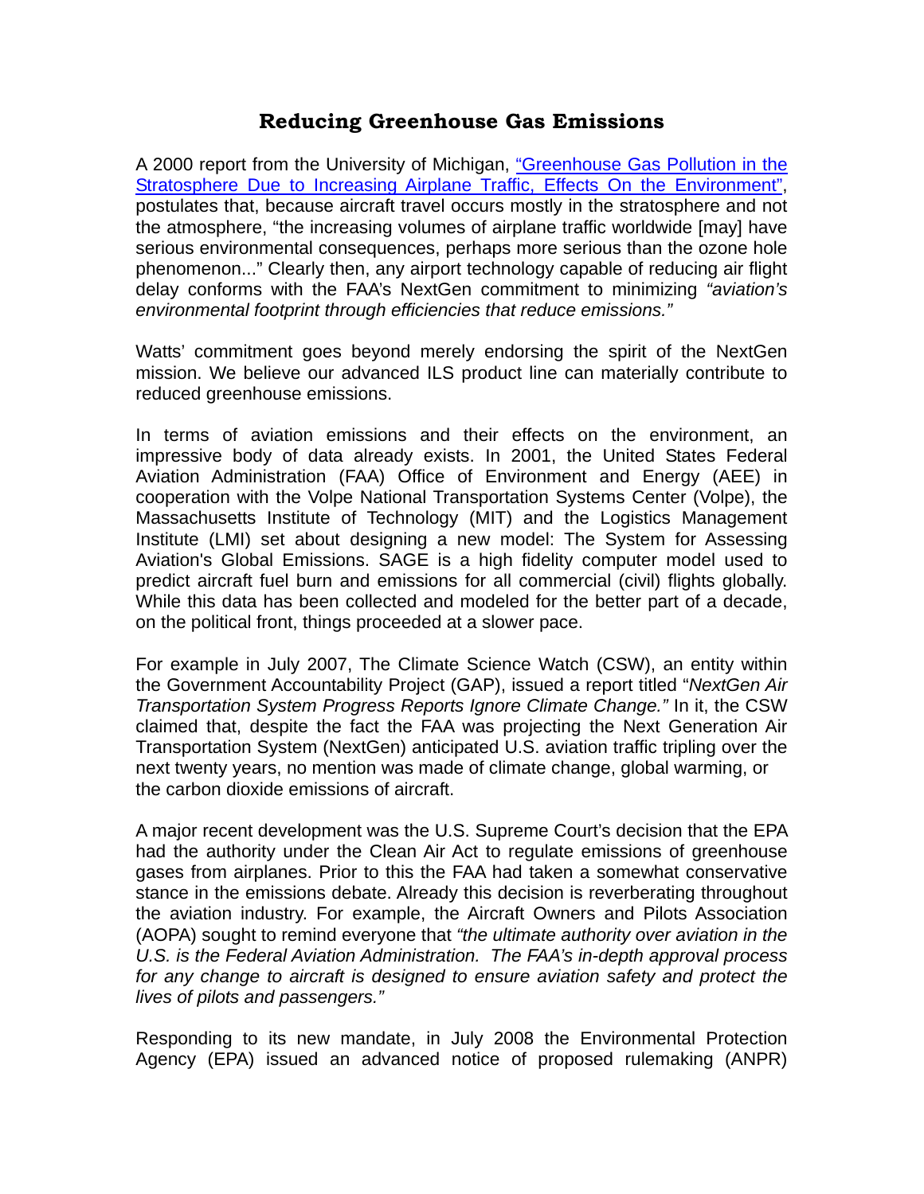# Reducing Greenhouse Gas Emissions

A 2000 report from the University of Michigan, ["Greenhouse Gas Pollution in the Stratosphere Due to Increasing Airplane Traffic, Effects On the Environment"](), postulates that, because aircraft travel occurs mostly in the stratosphere and not the atmosphere, "the increasing volumes of airplane traffic worldwide [may] have serious environmental consequences, perhaps more serious than the ozone hole phenomenon..." Clearly then, any airport technology capable of reducing air flight delay conforms with the FAA's NextGen commitment to minimizing *"aviation's environmental footprint through efficiencies that reduce emissions."*

Watts' commitment goes beyond merely endorsing the spirit of the NextGen mission. We believe our advanced ILS product line can materially contribute to reduced greenhouse emissions.

In terms of aviation emissions and their effects on the environment, an impressive body of data already exists. In 2001, the United States Federal Aviation Administration (FAA) Office of Environment and Energy (AEE) in cooperation with the Volpe National Transportation Systems Center (Volpe), the Massachusetts Institute of Technology (MIT) and the Logistics Management Institute (LMI) set about designing a new model: The System for Assessing Aviation's Global Emissions. SAGE is a high fidelity computer model used to predict aircraft fuel burn and emissions for all commercial (civil) flights globally. While this data has been collected and modeled for the better part of a decade, on the political front, things proceeded at a slower pace.

For example in July 2007, The Climate Science Watch (CSW), an entity within the Government Accountability Project (GAP), issued a report titled "*NextGen Air Transportation System Progress Reports Ignore Climate Change."* In it, the CSW claimed that, despite the fact the FAA was projecting the Next Generation Air Transportation System (NextGen) anticipated U.S. aviation traffic tripling over the next twenty years, no mention was made of climate change, global warming, or the carbon dioxide emissions of aircraft.

A major recent development was the U.S. Supreme Court's decision that the EPA had the authority under the Clean Air Act to regulate emissions of greenhouse gases from airplanes. Prior to this the FAA had taken a somewhat conservative stance in the emissions debate. Already this decision is reverberating throughout the aviation industry. For example, the Aircraft Owners and Pilots Association (AOPA) sought to remind everyone that *"the ultimate authority over aviation in the U.S. is the Federal Aviation Administration. The FAA's in-depth approval process for any change to aircraft is designed to ensure aviation safety and protect the lives of pilots and passengers."*

Responding to its new mandate, in July 2008 the Environmental Protection Agency (EPA) issued an advanced notice of proposed rulemaking (ANPR)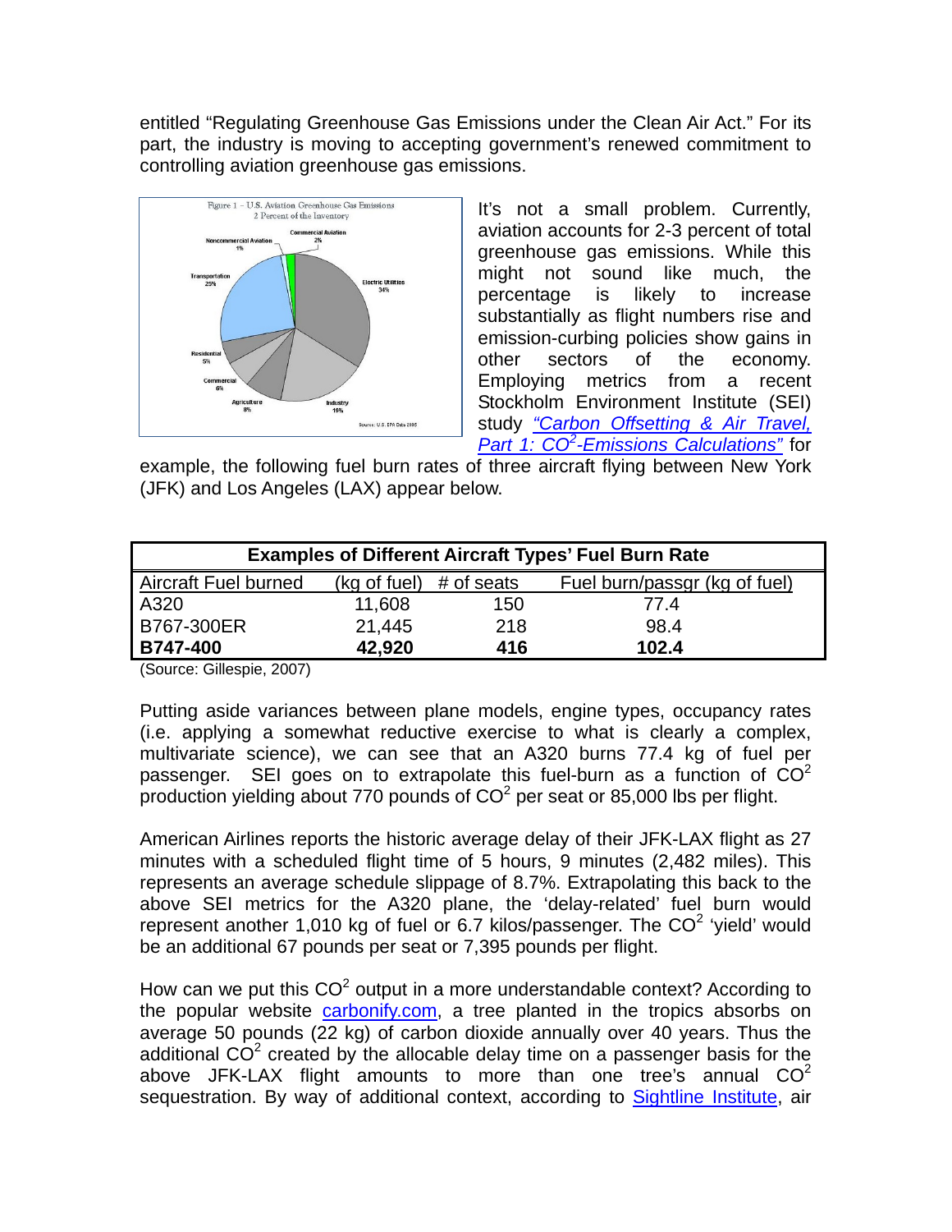entitled "Regulating Greenhouse Gas Emissions under the Clean Air Act." For its part, the industry is moving to accepting government's renewed commitment to controlling aviation greenhouse gas emissions.

It's not a small problem. Currently, aviation accounts for 2-3 percent of total greenhouse gas emissions. While this might not sound like much, the percentage is likely to increase substantially as flight numbers rise and emission-curbing policies show gains in other sectors of the economy. Employing metrics from a recent Stockholm Environment Institute (SEI) study *"Carbon Offsetting & Air Travel, Part 1: $CO^2$-Emissions Calculations"* for example, the following fuel burn rates of three aircraft flying between New York (JFK) and Los Angeles (LAX) appear below.

**Examples of Different Aircraft Types' Fuel Burn Rate**

| Aircraft | Fuel burned (kg of fuel) | # of seats | Fuel burn/passgr (kg of fuel) |
|---|---|---|---|
| A320 | 11,608 | 150 | 77.4 |
| B767-300ER | 21,445 | 218 | 98.4 |
| **B747-400** | **42,920** | **416** | **102.4** |

(Source: Gillespie, 2007)

Putting aside variances between plane models, engine types, occupancy rates (i.e. applying a somewhat reductive exercise to what is clearly a complex, multivariate science), we can see that an A320 burns 77.4 kg of fuel per passenger. SEI goes on to extrapolate this fuel-burn as a function of $CO^2$ production yielding about 770 pounds of $CO^2$ per seat or 85,000 lbs per flight.

American Airlines reports the historic average delay of their JFK-LAX flight as 27 minutes with a scheduled flight time of 5 hours, 9 minutes (2,482 miles). This represents an average schedule slippage of 8.7%. Extrapolating this back to the above SEI metrics for the A320 plane, the 'delay-related' fuel burn would represent another 1,010 kg of fuel or 6.7 kilos/passenger. The $CO^2$ 'yield' would be an additional 67 pounds per seat or 7,395 pounds per flight.

How can we put this $CO^2$ output in a more understandable context? According to the popular website carbonify.com, a tree planted in the tropics absorbs on average 50 pounds (22 kg) of carbon dioxide annually over 40 years. Thus the additional $CO^2$ created by the allocable delay time on a passenger basis for the above JFK-LAX flight amounts to more than one tree's annual $CO^2$ sequestration. By way of additional context, according to Sightline Institute, air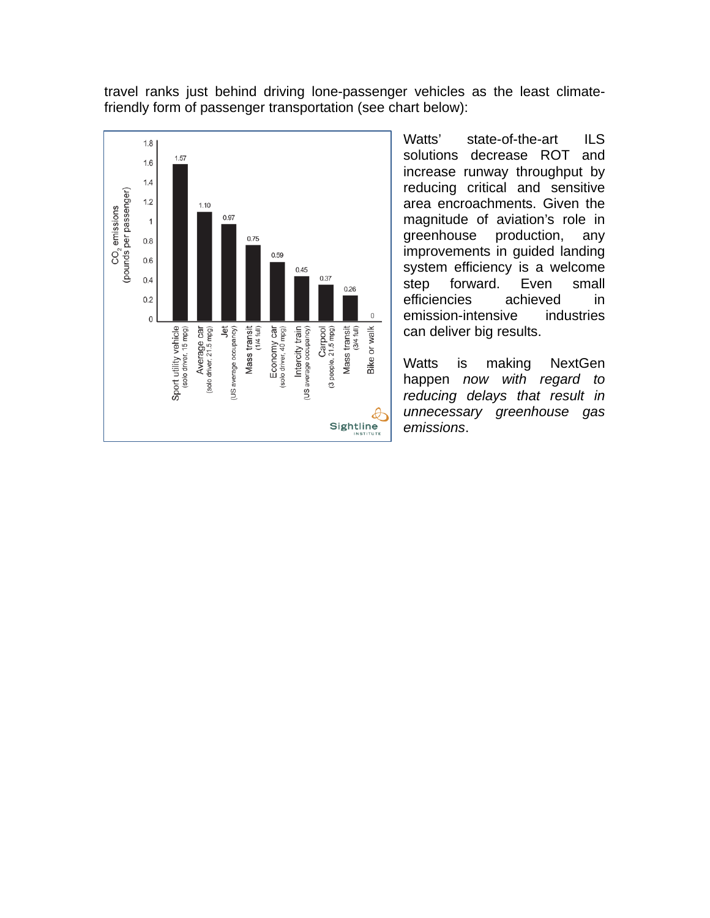travel ranks just behind driving lone-passenger vehicles as the least climate-friendly form of passenger transportation (see chart below):

$CO_2$ emissions (pounds per passenger)

1.8
1.6
1.4
1.2
1
0.8
0.6
0.4
0.2
0

1.57
1.10
0.97
0.75
0.59
0.45
0.37
0.26
0

Sport utility vehicle (solo driver, 15 mpg)
Average car (solo driver, 21.5 mpg)
Jet (US average occupancy)
Mass transit (1/4 full)
Economy car (solo driver, 40 mpg)
Intercity train (US average occupancy)
Carpool (3 people, 21.5 mpg)
Mass transit (3/4 full)
Bike or walk

Sightline INSTITUTE

Watts' state-of-the-art ILS solutions decrease ROT and increase runway throughput by reducing critical and sensitive area encroachments. Given the magnitude of aviation's role in greenhouse production, any improvements in guided landing system efficiency is a welcome step forward. Even small efficiencies achieved in emission-intensive industries can deliver big results.

Watts is making NextGen happen *now with regard to reducing delays that result in unnecessary greenhouse gas emissions*.